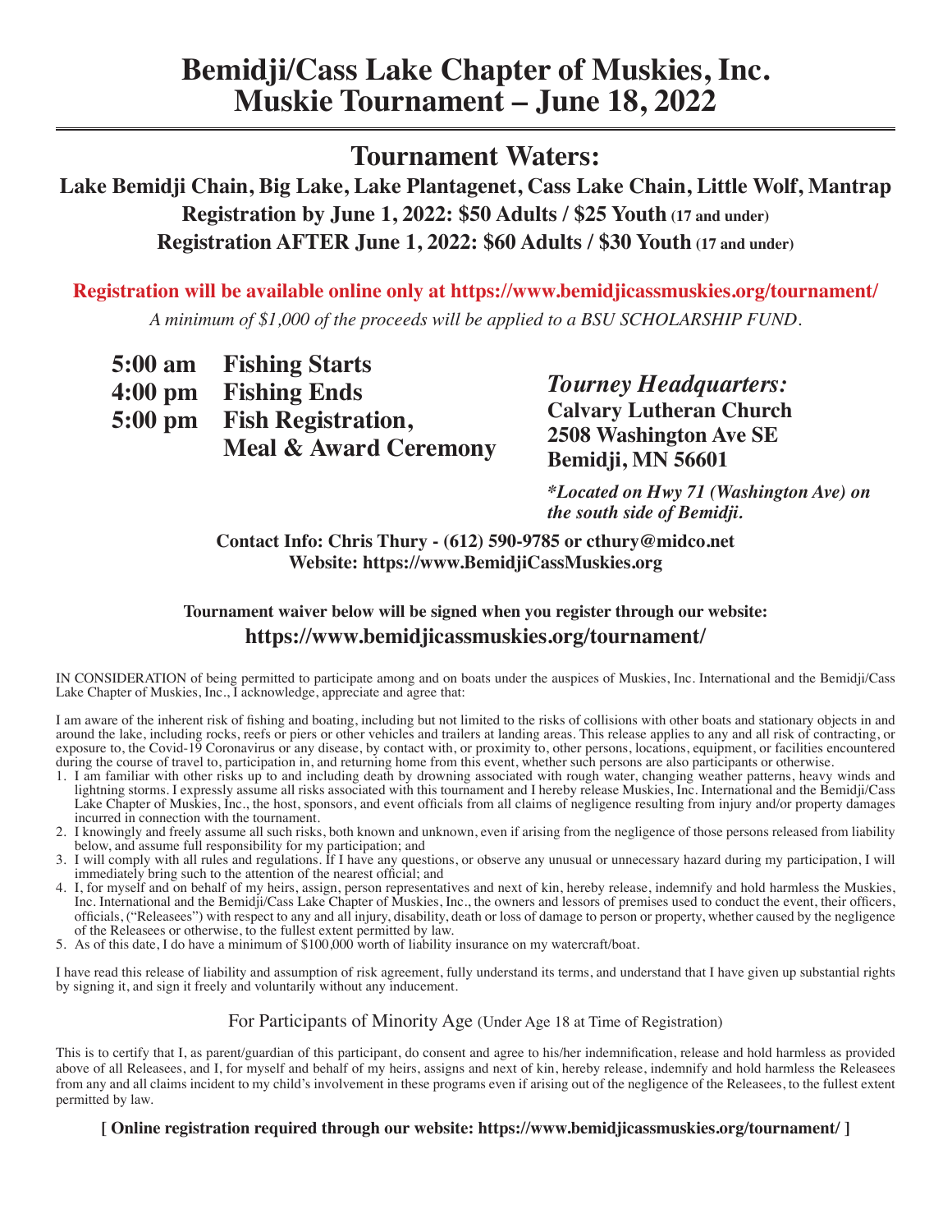# Bemidji/Cass Lake Chapter of Muskies, Inc.
# Muskie Tournament – June 18, 2022

## Tournament Waters:

**Lake Bemidji Chain, Big Lake, Lake Plantagenet, Cass Lake Chain, Little Wolf, Mantrap**

**Registration by June 1, 2022: $50 Adults / $25 Youth (17 and under)**

**Registration AFTER June 1, 2022: $60 Adults / $30 Youth (17 and under)**

**Registration will be available online only at https://www.bemidjicassmuskies.org/tournament/**

*A minimum of $1,000 of the proceeds will be applied to a BSU SCHOLARSHIP FUND.*

**5:00 am Fishing Starts**
**4:00 pm Fishing Ends**
**5:00 pm Fish Registration, Meal & Award Ceremony**

***Tourney Headquarters:***
**Calvary Lutheran Church**
**2508 Washington Ave SE**
**Bemidji, MN 56601**

***Located on Hwy 71 (Washington Ave) on the south side of Bemidji.**

**Contact Info: Chris Thury - (612) 590-9785 or cthury@midco.net**
**Website: https://www.BemidjiCassMuskies.org**

**Tournament waiver below will be signed when you register through our website:**
**https://www.bemidjicassmuskies.org/tournament/**

IN CONSIDERATION of being permitted to participate among and on boats under the auspices of Muskies, Inc. International and the Bemidji/Cass Lake Chapter of Muskies, Inc., I acknowledge, appreciate and agree that:

I am aware of the inherent risk of fishing and boating, including but not limited to the risks of collisions with other boats and stationary objects in and around the lake, including rocks, reefs or piers or other vehicles and trailers at landing areas. This release applies to any and all risk of contracting, or exposure to, the Covid-19 Coronavirus or any disease, by contact with, or proximity to, other persons, locations, equipment, or facilities encountered during the course of travel to, participation in, and returning home from this event, whether such persons are also participants or otherwise.

1. I am familiar with other risks up to and including death by drowning associated with rough water, changing weather patterns, heavy winds and lightning storms. I expressly assume all risks associated with this tournament and I hereby release Muskies, Inc. International and the Bemidji/Cass Lake Chapter of Muskies, Inc., the host, sponsors, and event officials from all claims of negligence resulting from injury and/or property damages incurred in connection with the tournament.
2. I knowingly and freely assume all such risks, both known and unknown, even if arising from the negligence of those persons released from liability below, and assume full responsibility for my participation; and
3. I will comply with all rules and regulations. If I have any questions, or observe any unusual or unnecessary hazard during my participation, I will immediately bring such to the attention of the nearest official; and
4. I, for myself and on behalf of my heirs, assign, person representatives and next of kin, hereby release, indemnify and hold harmless the Muskies, Inc. International and the Bemidji/Cass Lake Chapter of Muskies, Inc., the owners and lessors of premises used to conduct the event, their officers, officials, ("Releasees") with respect to any and all injury, disability, death or loss of damage to person or property, whether caused by the negligence of the Releasees or otherwise, to the fullest extent permitted by law.
5. As of this date, I do have a minimum of $100,000 worth of liability insurance on my watercraft/boat.

I have read this release of liability and assumption of risk agreement, fully understand its terms, and understand that I have given up substantial rights by signing it, and sign it freely and voluntarily without any inducement.

For Participants of Minority Age (Under Age 18 at Time of Registration)

This is to certify that I, as parent/guardian of this participant, do consent and agree to his/her indemnification, release and hold harmless as provided above of all Releasees, and I, for myself and behalf of my heirs, assigns and next of kin, hereby release, indemnify and hold harmless the Releasees from any and all claims incident to my child's involvement in these programs even if arising out of the negligence of the Releasees, to the fullest extent permitted by law.

**[ Online registration required through our website: https://www.bemidjicassmuskies.org/tournament/ ]**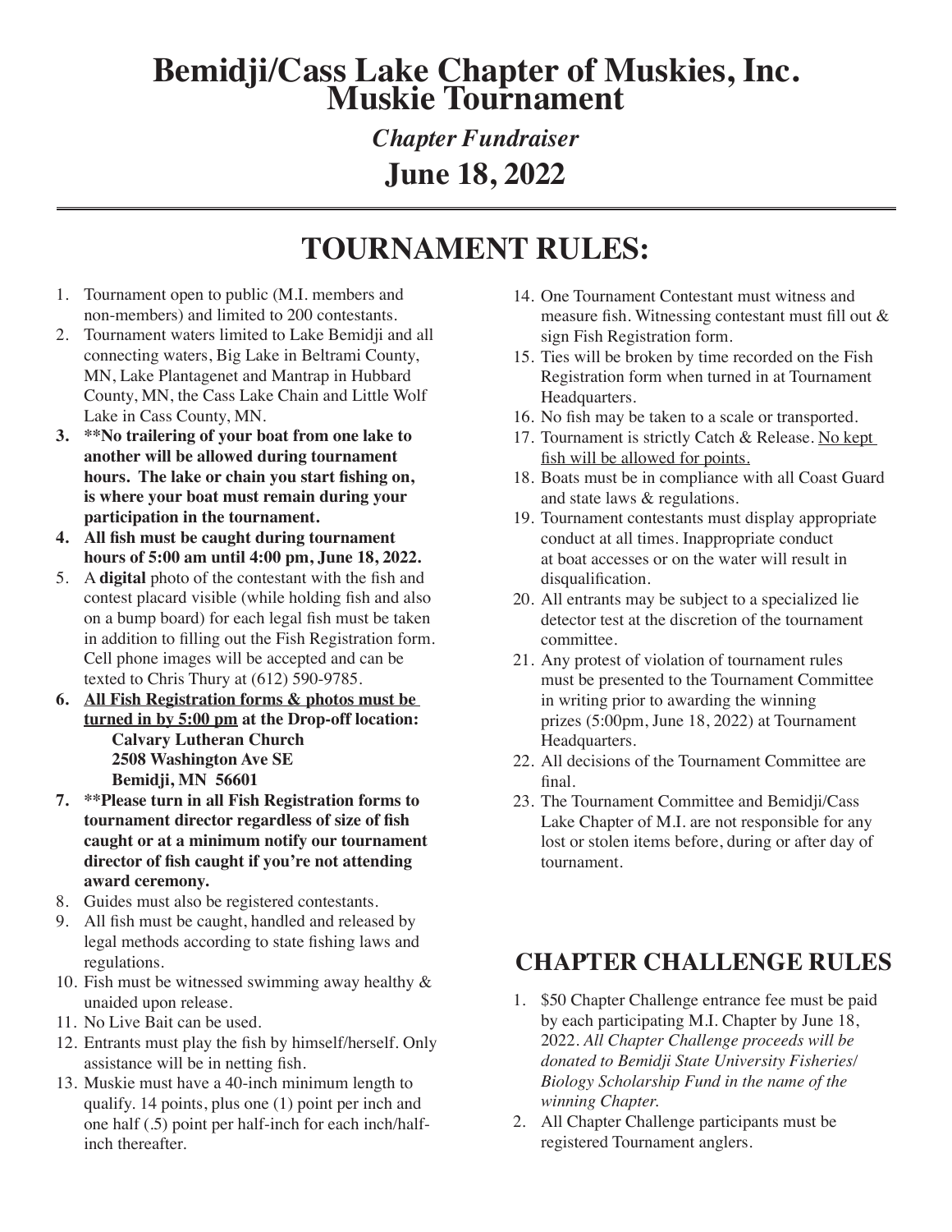# Bemidji/Cass Lake Chapter of Muskies, Inc. Muskie Tournament

*Chapter Fundraiser*

**June 18, 2022**

---

## TOURNAMENT RULES:

1. Tournament open to public (M.I. members and non-members) and limited to 200 contestants.
2. Tournament waters limited to Lake Bemidji and all connecting waters, Big Lake in Beltrami County, MN, Lake Plantagenet and Mantrap in Hubbard County, MN, the Cass Lake Chain and Little Wolf Lake in Cass County, MN.
3. **\*\*No trailering of your boat from one lake to another will be allowed during tournament hours. The lake or chain you start fishing on, is where your boat must remain during your participation in the tournament.**
4. **All fish must be caught during tournament hours of 5:00 am until 4:00 pm, June 18, 2022.**
5. A **digital** photo of the contestant with the fish and contest placard visible (while holding fish and also on a bump board) for each legal fish must be taken in addition to filling out the Fish Registration form. Cell phone images will be accepted and can be texted to Chris Thury at (612) 590-9785.
6. **<u>All Fish Registration forms & photos must be turned in by 5:00 pm</u> at the Drop-off location:**
   **Calvary Lutheran Church**
   **2508 Washington Ave SE**
   **Bemidji, MN 56601**
7. **\*\*Please turn in all Fish Registration forms to tournament director regardless of size of fish caught or at a minimum notify our tournament director of fish caught if you're not attending award ceremony.**
8. Guides must also be registered contestants.
9. All fish must be caught, handled and released by legal methods according to state fishing laws and regulations.
10. Fish must be witnessed swimming away healthy & unaided upon release.
11. No Live Bait can be used.
12. Entrants must play the fish by himself/herself. Only assistance will be in netting fish.
13. Muskie must have a 40-inch minimum length to qualify. 14 points, plus one (1) point per inch and one half (.5) point per half-inch for each inch/half-inch thereafter.
14. One Tournament Contestant must witness and measure fish. Witnessing contestant must fill out & sign Fish Registration form.
15. Ties will be broken by time recorded on the Fish Registration form when turned in at Tournament Headquarters.
16. No fish may be taken to a scale or transported.
17. Tournament is strictly Catch & Release. <u>No kept fish will be allowed for points.</u>
18. Boats must be in compliance with all Coast Guard and state laws & regulations.
19. Tournament contestants must display appropriate conduct at all times. Inappropriate conduct at boat accesses or on the water will result in disqualification.
20. All entrants may be subject to a specialized lie detector test at the discretion of the tournament committee.
21. Any protest of violation of tournament rules must be presented to the Tournament Committee in writing prior to awarding the winning prizes (5:00pm, June 18, 2022) at Tournament Headquarters.
22. All decisions of the Tournament Committee are final.
23. The Tournament Committee and Bemidji/Cass Lake Chapter of M.I. are not responsible for any lost or stolen items before, during or after day of tournament.

## CHAPTER CHALLENGE RULES

1. $50 Chapter Challenge entrance fee must be paid by each participating M.I. Chapter by June 18, 2022. *All Chapter Challenge proceeds will be donated to Bemidji State University Fisheries/Biology Scholarship Fund in the name of the winning Chapter.*
2. All Chapter Challenge participants must be registered Tournament anglers.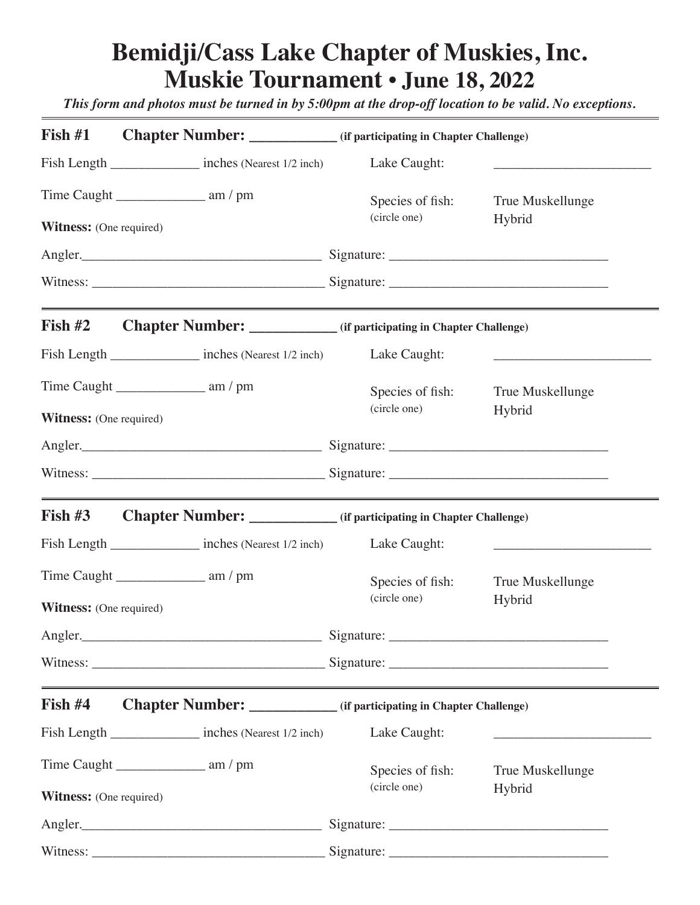# Bemidji/Cass Lake Chapter of Muskies, Inc.
# Muskie Tournament • June 18, 2022

***This form and photos must be turned in by 5:00pm at the drop-off location to be valid. No exceptions.***

---

**Fish #1 Chapter Number: ___________ (if participating in Chapter Challenge)**

Fish Length _____________ inches (Nearest 1/2 inch) Lake Caught: ______________________

Time Caught _____________ am / pm

Species of fish: (circle one) True Muskellunge Hybrid

**Witness:** (One required)

Angler.__________________________________ Signature: _______________________________

Witness: _________________________________ Signature: _______________________________

---

**Fish #2 Chapter Number: ___________ (if participating in Chapter Challenge)**

Fish Length _____________ inches (Nearest 1/2 inch) Lake Caught: ______________________

Time Caught _____________ am / pm

Species of fish: (circle one) True Muskellunge Hybrid

**Witness:** (One required)

Angler.__________________________________ Signature: _______________________________

Witness: _________________________________ Signature: _______________________________

---

**Fish #3 Chapter Number: ___________ (if participating in Chapter Challenge)**

Fish Length _____________ inches (Nearest 1/2 inch) Lake Caught: ______________________

Time Caught _____________ am / pm

Species of fish: (circle one) True Muskellunge Hybrid

**Witness:** (One required)

Angler.__________________________________ Signature: _______________________________

Witness: _________________________________ Signature: _______________________________

---

**Fish #4 Chapter Number: ___________ (if participating in Chapter Challenge)**

Fish Length _____________ inches (Nearest 1/2 inch) Lake Caught: ______________________

Time Caught _____________ am / pm

Species of fish: (circle one) True Muskellunge Hybrid

**Witness:** (One required)

Angler.__________________________________ Signature: _______________________________

Witness: _________________________________ Signature: _______________________________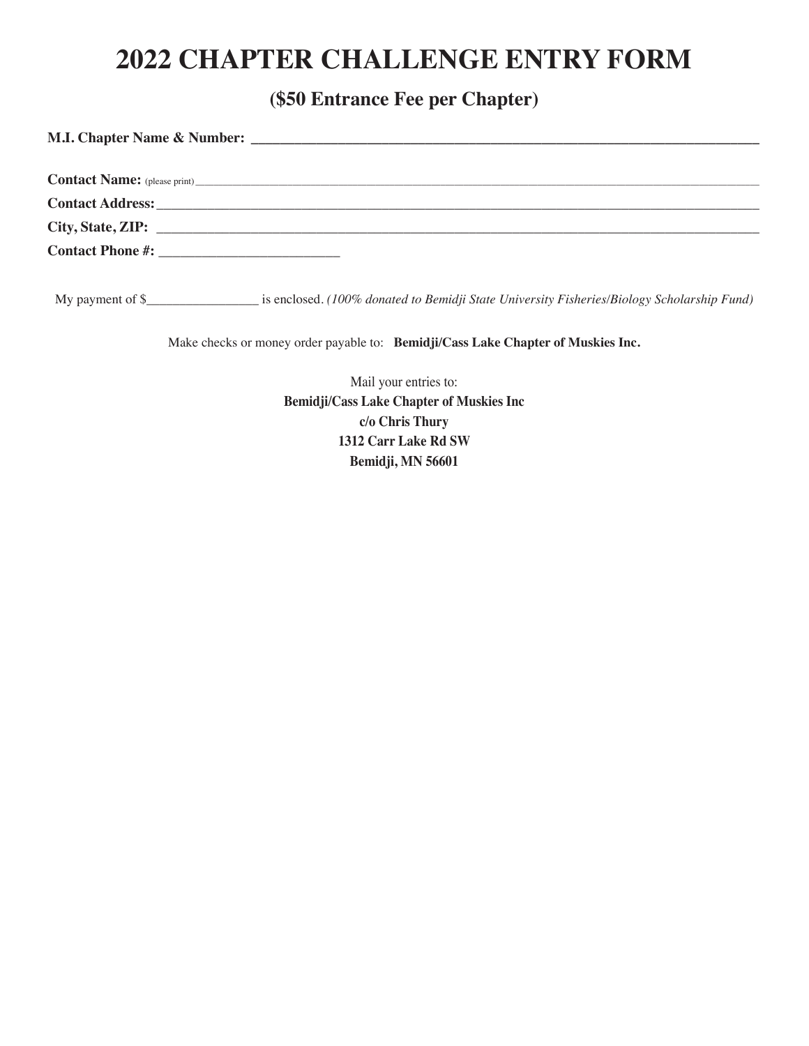# 2022 CHAPTER CHALLENGE ENTRY FORM

## ($50 Entrance Fee per Chapter)

**M.I. Chapter Name & Number:** ____________________________________________________________

**Contact Name:** (please print) ____________________________________________________________

**Contact Address:** ____________________________________________________________

**City, State, ZIP:** ____________________________________________________________

**Contact Phone #:** ________________________

My payment of $________________ is enclosed. *(100% donated to Bemidji State University Fisheries/Biology Scholarship Fund)*

Make checks or money order payable to: **Bemidji/Cass Lake Chapter of Muskies Inc.**

Mail your entries to:

**Bemidji/Cass Lake Chapter of Muskies Inc**
**c/o Chris Thury**
**1312 Carr Lake Rd SW**
**Bemidji, MN 56601**